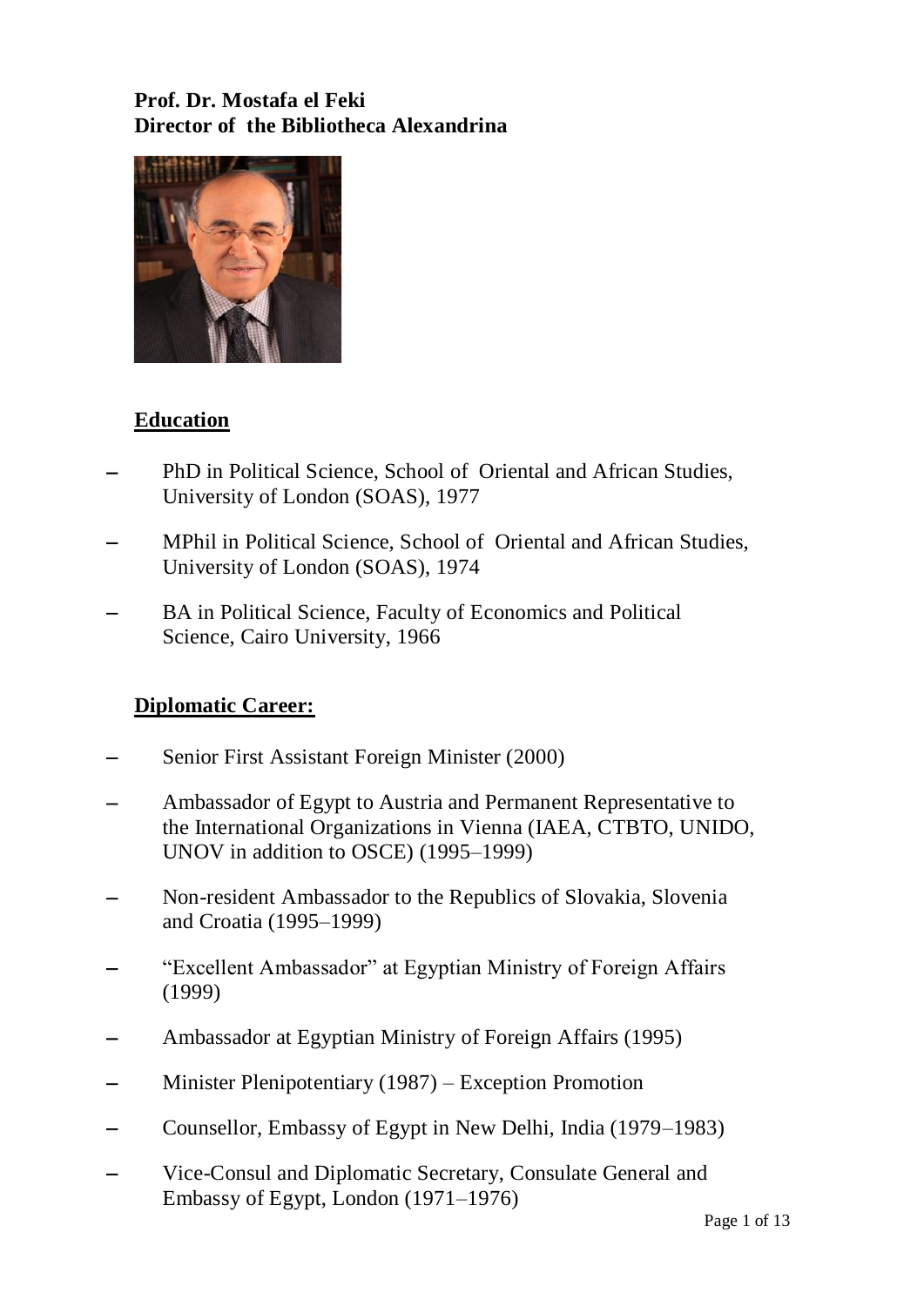**Prof. Dr. Mostafa el Feki**
**Director of the Bibliotheca Alexandrina**

## Education

- PhD in Political Science, School of Oriental and African Studies, University of London (SOAS), 1977
- MPhil in Political Science, School of Oriental and African Studies, University of London (SOAS), 1974
- BA in Political Science, Faculty of Economics and Political Science, Cairo University, 1966

## Diplomatic Career:

- Senior First Assistant Foreign Minister (2000)
- Ambassador of Egypt to Austria and Permanent Representative to the International Organizations in Vienna (IAEA, CTBTO, UNIDO, UNOV in addition to OSCE) (1995–1999)
- Non-resident Ambassador to the Republics of Slovakia, Slovenia and Croatia (1995–1999)
- "Excellent Ambassador" at Egyptian Ministry of Foreign Affairs (1999)
- Ambassador at Egyptian Ministry of Foreign Affairs (1995)
- Minister Plenipotentiary (1987) – Exception Promotion
- Counsellor, Embassy of Egypt in New Delhi, India (1979–1983)
- Vice-Consul and Diplomatic Secretary, Consulate General and Embassy of Egypt, London (1971–1976)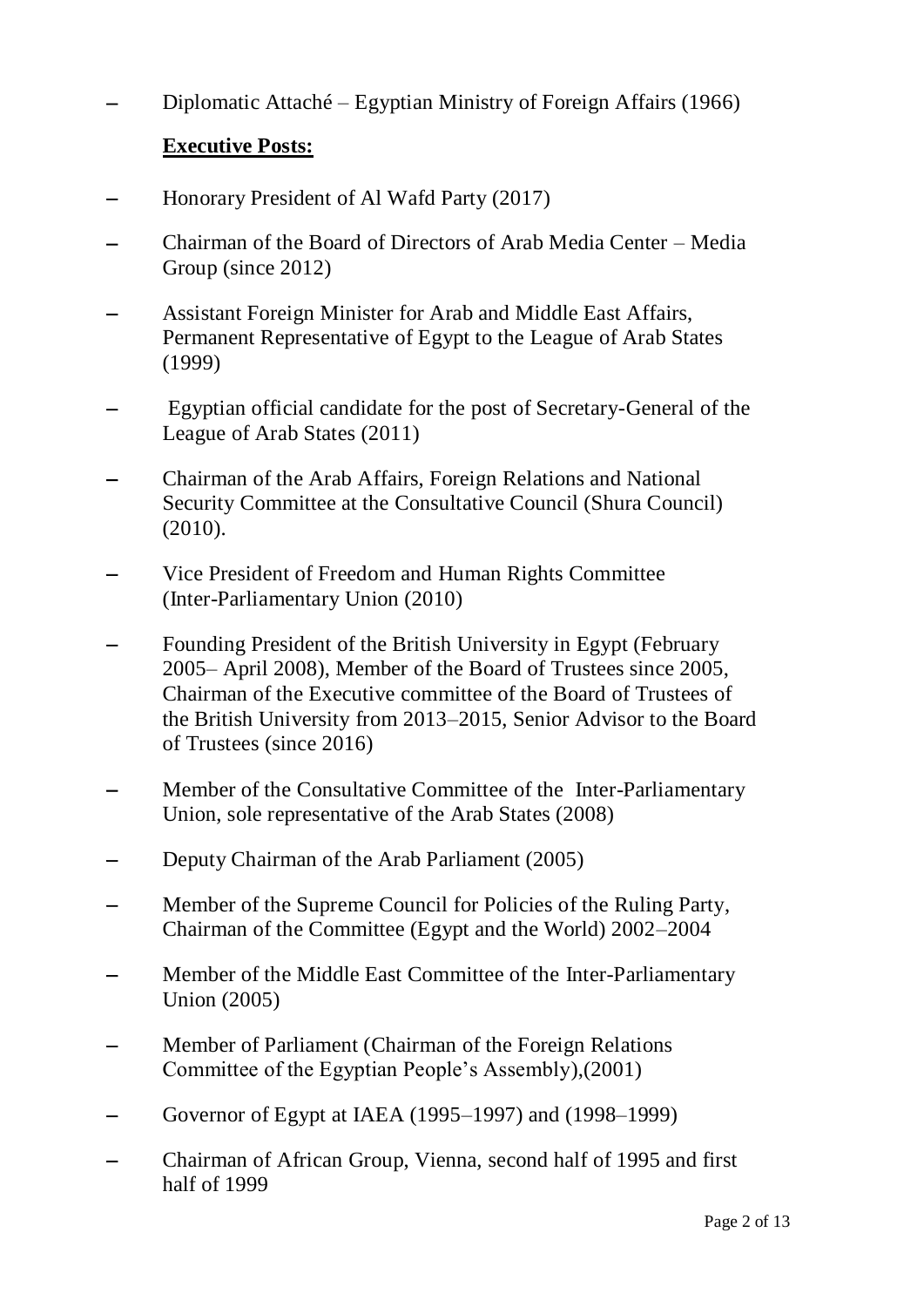- Diplomatic Attaché – Egyptian Ministry of Foreign Affairs (1966)

**Executive Posts:**

- Honorary President of Al Wafd Party (2017)
- Chairman of the Board of Directors of Arab Media Center – Media Group (since 2012)
- Assistant Foreign Minister for Arab and Middle East Affairs, Permanent Representative of Egypt to the League of Arab States (1999)
- Egyptian official candidate for the post of Secretary-General of the League of Arab States (2011)
- Chairman of the Arab Affairs, Foreign Relations and National Security Committee at the Consultative Council (Shura Council) (2010).
- Vice President of Freedom and Human Rights Committee (Inter-Parliamentary Union (2010)
- Founding President of the British University in Egypt (February 2005– April 2008), Member of the Board of Trustees since 2005, Chairman of the Executive committee of the Board of Trustees of the British University from 2013–2015, Senior Advisor to the Board of Trustees (since 2016)
- Member of the Consultative Committee of the Inter-Parliamentary Union, sole representative of the Arab States (2008)
- Deputy Chairman of the Arab Parliament (2005)
- Member of the Supreme Council for Policies of the Ruling Party, Chairman of the Committee (Egypt and the World) 2002–2004
- Member of the Middle East Committee of the Inter-Parliamentary Union (2005)
- Member of Parliament (Chairman of the Foreign Relations Committee of the Egyptian People's Assembly),(2001)
- Governor of Egypt at IAEA (1995–1997) and (1998–1999)
- Chairman of African Group, Vienna, second half of 1995 and first half of 1999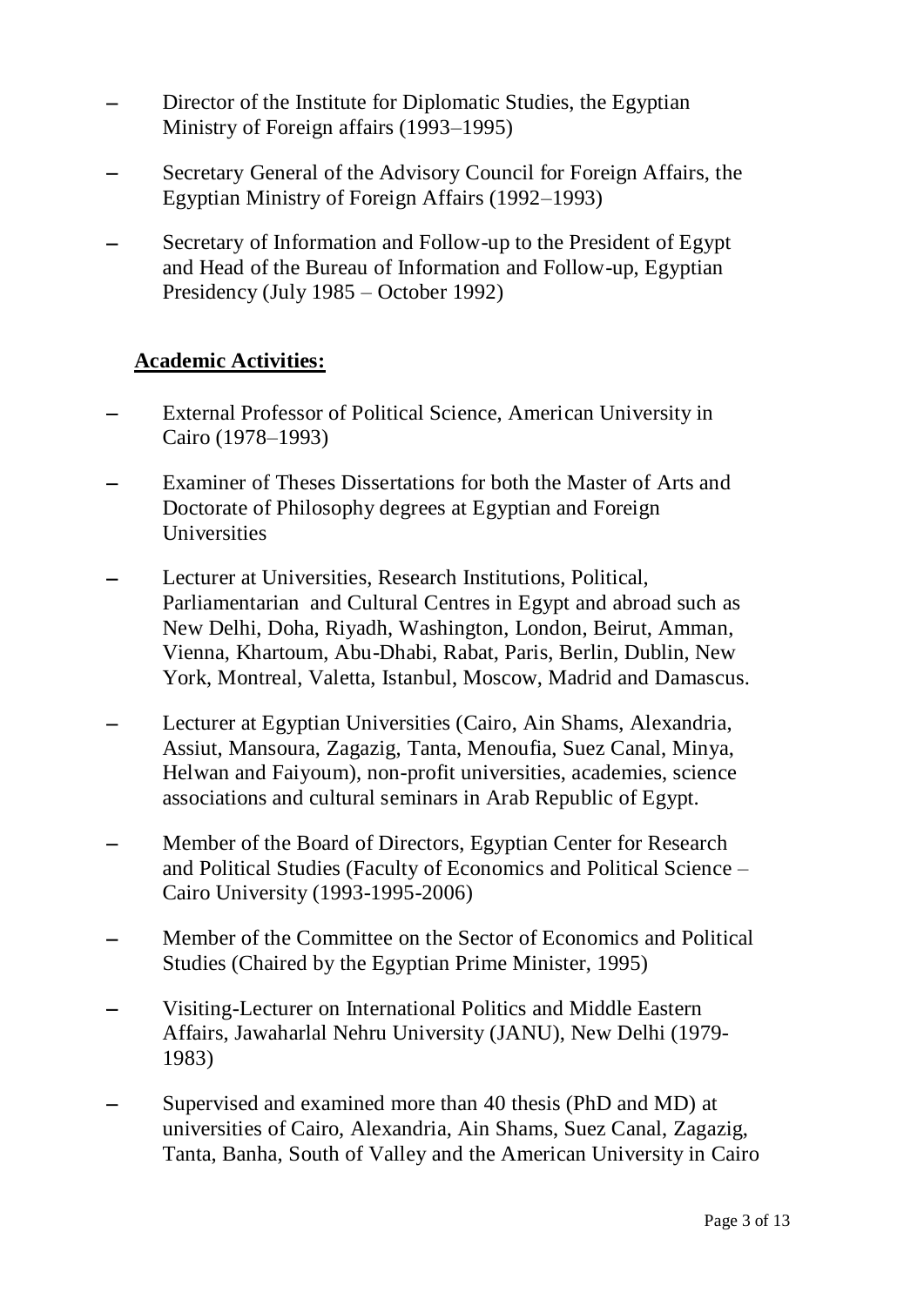- Director of the Institute for Diplomatic Studies, the Egyptian Ministry of Foreign affairs (1993–1995)
- Secretary General of the Advisory Council for Foreign Affairs, the Egyptian Ministry of Foreign Affairs (1992–1993)
- Secretary of Information and Follow-up to the President of Egypt and Head of the Bureau of Information and Follow-up, Egyptian Presidency (July 1985 – October 1992)

**Academic Activities:**

- External Professor of Political Science, American University in Cairo (1978–1993)
- Examiner of Theses Dissertations for both the Master of Arts and Doctorate of Philosophy degrees at Egyptian and Foreign Universities
- Lecturer at Universities, Research Institutions, Political, Parliamentarian and Cultural Centres in Egypt and abroad such as New Delhi, Doha, Riyadh, Washington, London, Beirut, Amman, Vienna, Khartoum, Abu-Dhabi, Rabat, Paris, Berlin, Dublin, New York, Montreal, Valetta, Istanbul, Moscow, Madrid and Damascus.
- Lecturer at Egyptian Universities (Cairo, Ain Shams, Alexandria, Assiut, Mansoura, Zagazig, Tanta, Menoufia, Suez Canal, Minya, Helwan and Faiyoum), non-profit universities, academies, science associations and cultural seminars in Arab Republic of Egypt.
- Member of the Board of Directors, Egyptian Center for Research and Political Studies (Faculty of Economics and Political Science – Cairo University (1993-1995-2006)
- Member of the Committee on the Sector of Economics and Political Studies (Chaired by the Egyptian Prime Minister, 1995)
- Visiting-Lecturer on International Politics and Middle Eastern Affairs, Jawaharlal Nehru University (JANU), New Delhi (1979-1983)
- Supervised and examined more than 40 thesis (PhD and MD) at universities of Cairo, Alexandria, Ain Shams, Suez Canal, Zagazig, Tanta, Banha, South of Valley and the American University in Cairo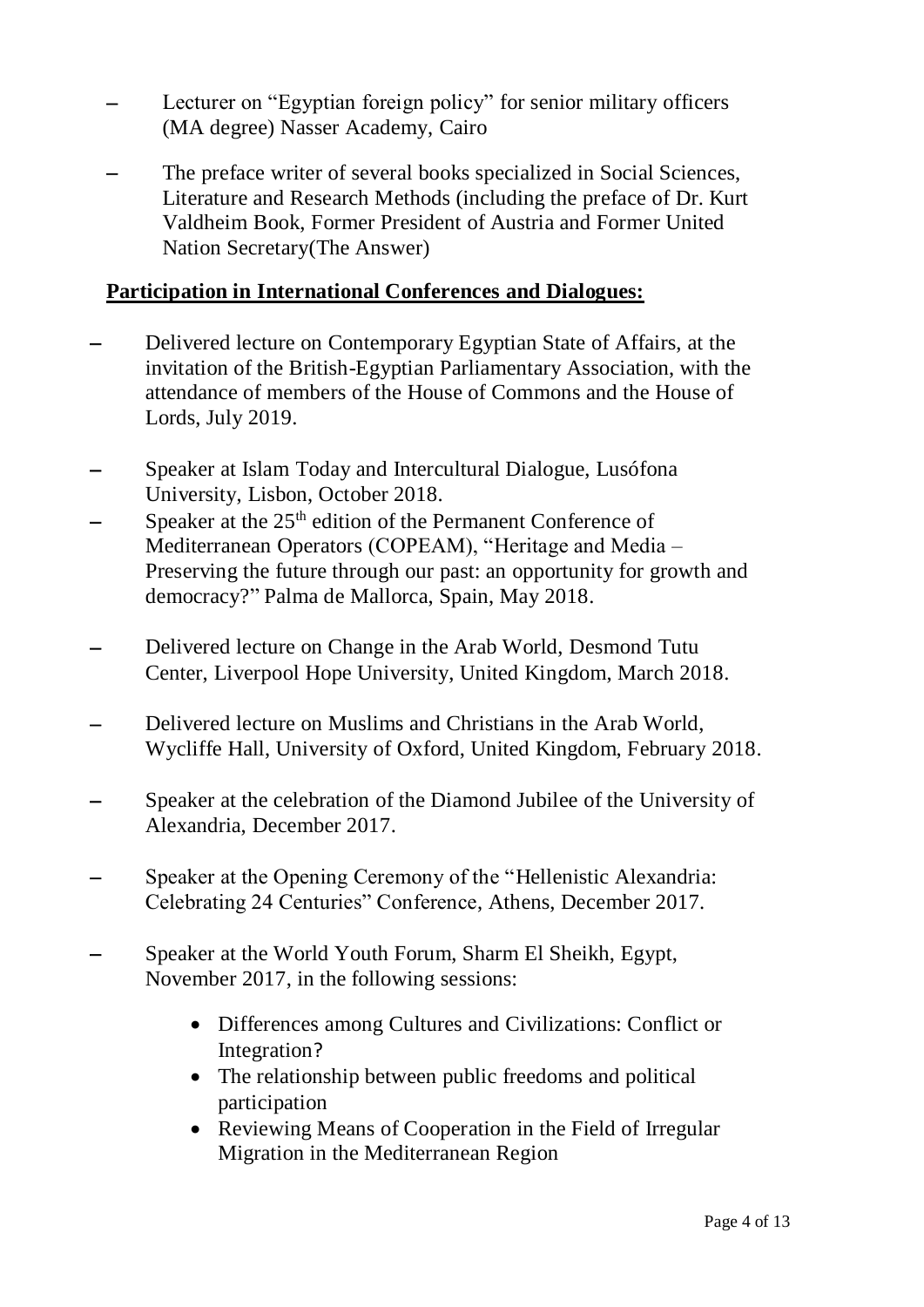- Lecturer on "Egyptian foreign policy" for senior military officers (MA degree) Nasser Academy, Cairo
- The preface writer of several books specialized in Social Sciences, Literature and Research Methods (including the preface of Dr. Kurt Valdheim Book, Former President of Austria and Former United Nation Secretary(The Answer)

**Participation in International Conferences and Dialogues:**

- Delivered lecture on Contemporary Egyptian State of Affairs, at the invitation of the British-Egyptian Parliamentary Association, with the attendance of members of the House of Commons and the House of Lords, July 2019.
- Speaker at Islam Today and Intercultural Dialogue, Lusófona University, Lisbon, October 2018.
- Speaker at the 25th edition of the Permanent Conference of Mediterranean Operators (COPEAM), "Heritage and Media – Preserving the future through our past: an opportunity for growth and democracy?" Palma de Mallorca, Spain, May 2018.
- Delivered lecture on Change in the Arab World, Desmond Tutu Center, Liverpool Hope University, United Kingdom, March 2018.
- Delivered lecture on Muslims and Christians in the Arab World, Wycliffe Hall, University of Oxford, United Kingdom, February 2018.
- Speaker at the celebration of the Diamond Jubilee of the University of Alexandria, December 2017.
- Speaker at the Opening Ceremony of the "Hellenistic Alexandria: Celebrating 24 Centuries" Conference, Athens, December 2017.
- Speaker at the World Youth Forum, Sharm El Sheikh, Egypt, November 2017, in the following sessions:
  - Differences among Cultures and Civilizations: Conflict or Integration?
  - The relationship between public freedoms and political participation
  - Reviewing Means of Cooperation in the Field of Irregular Migration in the Mediterranean Region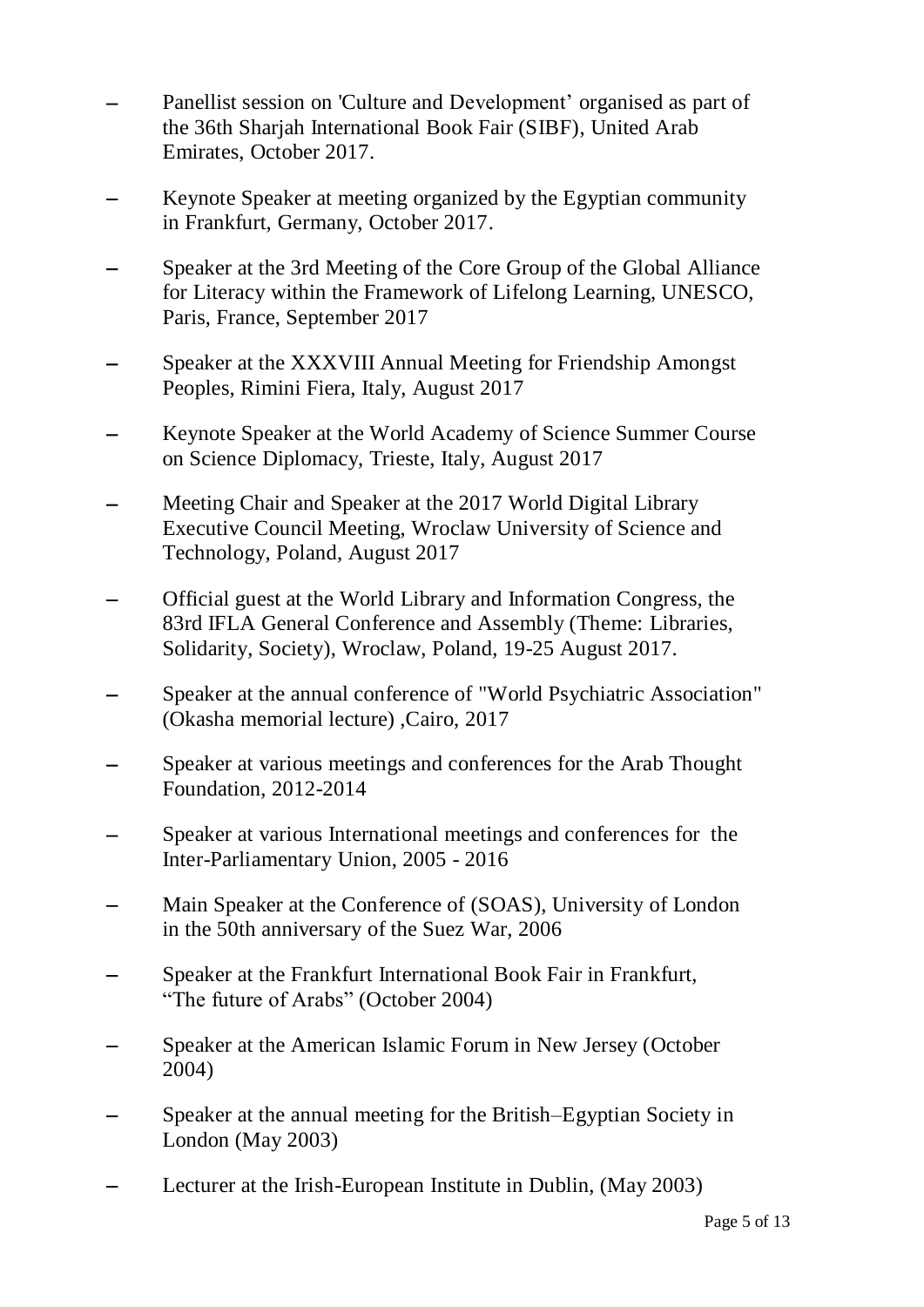- Panellist session on 'Culture and Development' organised as part of the 36th Sharjah International Book Fair (SIBF), United Arab Emirates, October 2017.

- Keynote Speaker at meeting organized by the Egyptian community in Frankfurt, Germany, October 2017.

- Speaker at the 3rd Meeting of the Core Group of the Global Alliance for Literacy within the Framework of Lifelong Learning, UNESCO, Paris, France, September 2017

- Speaker at the XXXVIII Annual Meeting for Friendship Amongst Peoples, Rimini Fiera, Italy, August 2017

- Keynote Speaker at the World Academy of Science Summer Course on Science Diplomacy, Trieste, Italy, August 2017

- Meeting Chair and Speaker at the 2017 World Digital Library Executive Council Meeting, Wroclaw University of Science and Technology, Poland, August 2017

- Official guest at the World Library and Information Congress, the 83rd IFLA General Conference and Assembly (Theme: Libraries, Solidarity, Society), Wroclaw, Poland, 19-25 August 2017.

- Speaker at the annual conference of "World Psychiatric Association" (Okasha memorial lecture) ,Cairo, 2017

- Speaker at various meetings and conferences for the Arab Thought Foundation, 2012-2014

- Speaker at various International meetings and conferences for the Inter-Parliamentary Union, 2005 - 2016

- Main Speaker at the Conference of (SOAS), University of London in the 50th anniversary of the Suez War, 2006

- Speaker at the Frankfurt International Book Fair in Frankfurt, "The future of Arabs" (October 2004)

- Speaker at the American Islamic Forum in New Jersey (October 2004)

- Speaker at the annual meeting for the British–Egyptian Society in London (May 2003)

- Lecturer at the Irish-European Institute in Dublin, (May 2003)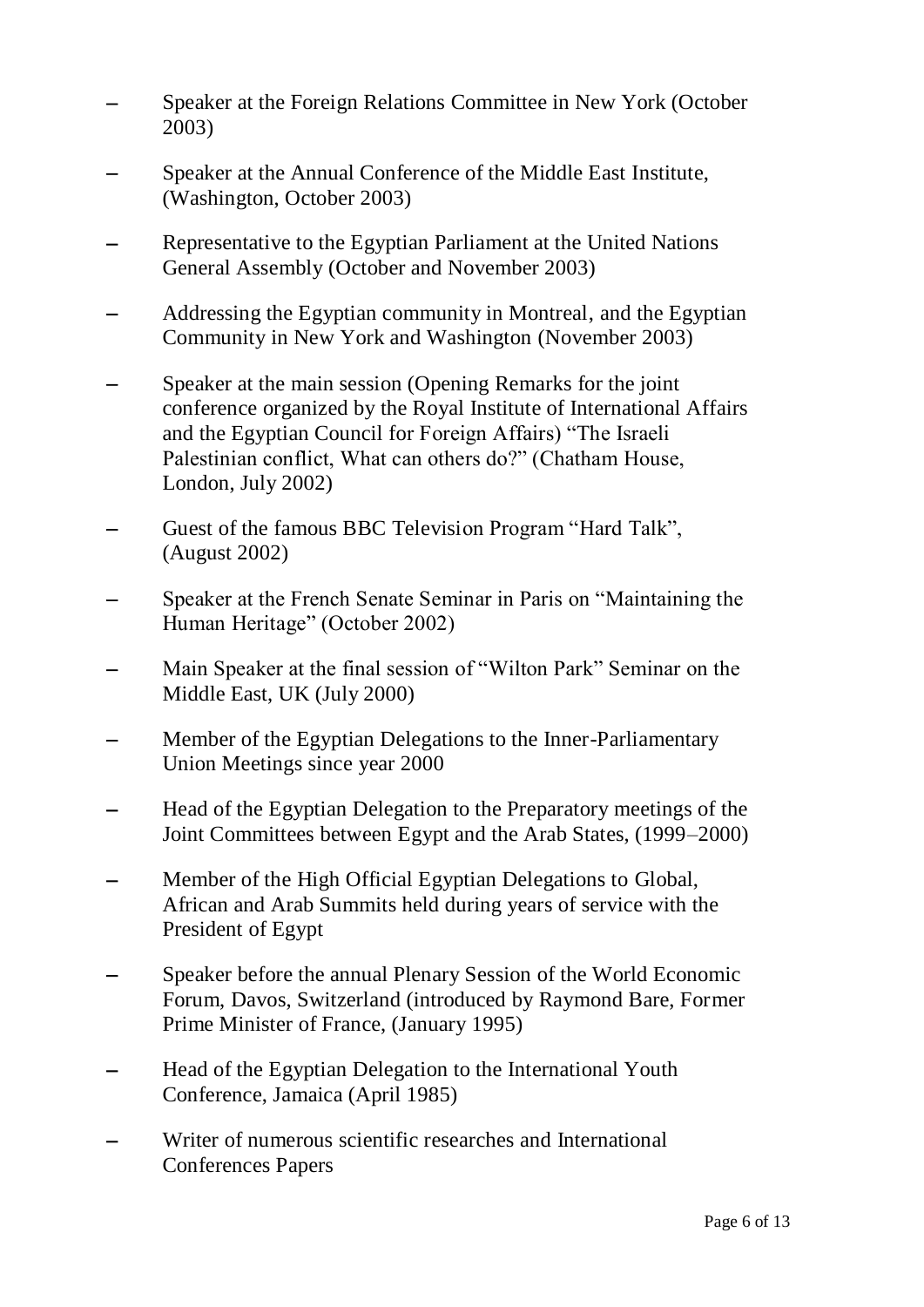- Speaker at the Foreign Relations Committee in New York (October 2003)
- Speaker at the Annual Conference of the Middle East Institute, (Washington, October 2003)
- Representative to the Egyptian Parliament at the United Nations General Assembly (October and November 2003)
- Addressing the Egyptian community in Montreal, and the Egyptian Community in New York and Washington (November 2003)
- Speaker at the main session (Opening Remarks for the joint conference organized by the Royal Institute of International Affairs and the Egyptian Council for Foreign Affairs) “The Israeli Palestinian conflict, What can others do?” (Chatham House, London, July 2002)
- Guest of the famous BBC Television Program “Hard Talk”, (August 2002)
- Speaker at the French Senate Seminar in Paris on “Maintaining the Human Heritage” (October 2002)
- Main Speaker at the final session of “Wilton Park” Seminar on the Middle East, UK (July 2000)
- Member of the Egyptian Delegations to the Inner-Parliamentary Union Meetings since year 2000
- Head of the Egyptian Delegation to the Preparatory meetings of the Joint Committees between Egypt and the Arab States, (1999–2000)
- Member of the High Official Egyptian Delegations to Global, African and Arab Summits held during years of service with the President of Egypt
- Speaker before the annual Plenary Session of the World Economic Forum, Davos, Switzerland (introduced by Raymond Bare, Former Prime Minister of France, (January 1995)
- Head of the Egyptian Delegation to the International Youth Conference, Jamaica (April 1985)
- Writer of numerous scientific researches and International Conferences Papers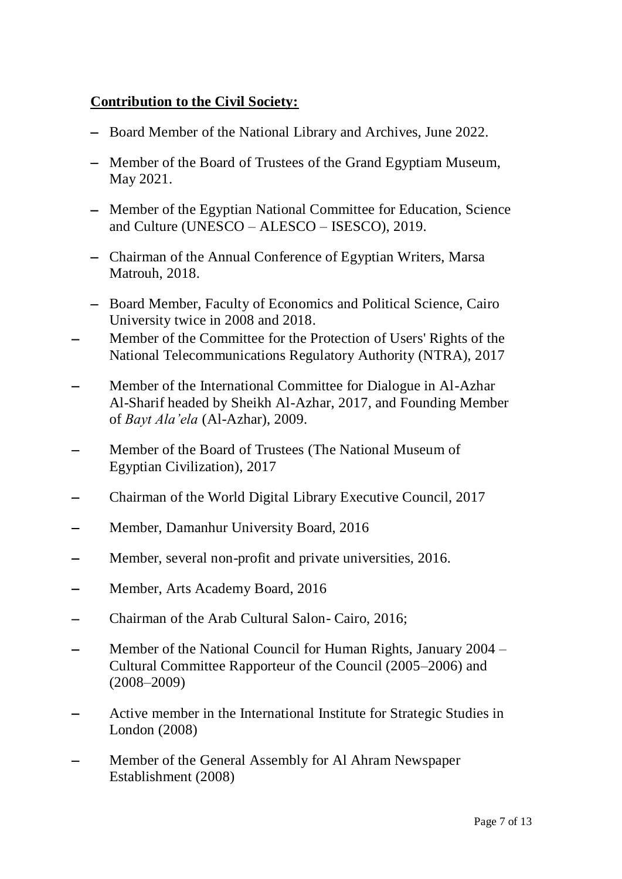**Contribution to the Civil Society:**

- Board Member of the National Library and Archives, June 2022.
- Member of the Board of Trustees of the Grand Egyptiam Museum, May 2021.
- Member of the Egyptian National Committee for Education, Science and Culture (UNESCO – ALESCO – ISESCO), 2019.
- Chairman of the Annual Conference of Egyptian Writers, Marsa Matrouh, 2018.
- Board Member, Faculty of Economics and Political Science, Cairo University twice in 2008 and 2018.
- Member of the Committee for the Protection of Users' Rights of the National Telecommunications Regulatory Authority (NTRA), 2017
- Member of the International Committee for Dialogue in Al-Azhar Al-Sharif headed by Sheikh Al-Azhar, 2017, and Founding Member of *Bayt Ala'ela* (Al-Azhar), 2009.
- Member of the Board of Trustees (The National Museum of Egyptian Civilization), 2017
- Chairman of the World Digital Library Executive Council, 2017
- Member, Damanhur University Board, 2016
- Member, several non-profit and private universities, 2016.
- Member, Arts Academy Board, 2016
- Chairman of the Arab Cultural Salon- Cairo, 2016;
- Member of the National Council for Human Rights, January 2004 – Cultural Committee Rapporteur of the Council (2005–2006) and (2008–2009)
- Active member in the International Institute for Strategic Studies in London (2008)
- Member of the General Assembly for Al Ahram Newspaper Establishment (2008)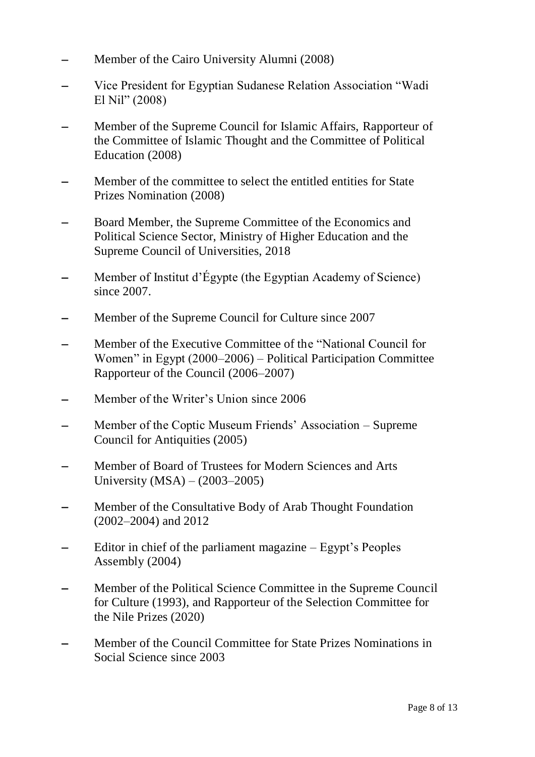- Member of the Cairo University Alumni (2008)
- Vice President for Egyptian Sudanese Relation Association "Wadi El Nil" (2008)
- Member of the Supreme Council for Islamic Affairs, Rapporteur of the Committee of Islamic Thought and the Committee of Political Education (2008)
- Member of the committee to select the entitled entities for State Prizes Nomination (2008)
- Board Member, the Supreme Committee of the Economics and Political Science Sector, Ministry of Higher Education and the Supreme Council of Universities, 2018
- Member of Institut d'Égypte (the Egyptian Academy of Science) since 2007.
- Member of the Supreme Council for Culture since 2007
- Member of the Executive Committee of the "National Council for Women" in Egypt (2000–2006) – Political Participation Committee Rapporteur of the Council (2006–2007)
- Member of the Writer's Union since 2006
- Member of the Coptic Museum Friends' Association – Supreme Council for Antiquities (2005)
- Member of Board of Trustees for Modern Sciences and Arts University (MSA) – (2003–2005)
- Member of the Consultative Body of Arab Thought Foundation (2002–2004) and 2012
- Editor in chief of the parliament magazine – Egypt's Peoples Assembly (2004)
- Member of the Political Science Committee in the Supreme Council for Culture (1993), and Rapporteur of the Selection Committee for the Nile Prizes (2020)
- Member of the Council Committee for State Prizes Nominations in Social Science since 2003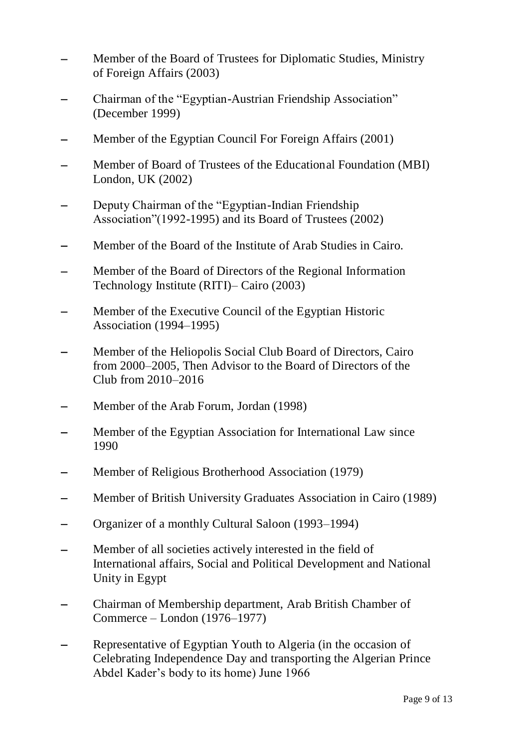- Member of the Board of Trustees for Diplomatic Studies, Ministry of Foreign Affairs (2003)
- Chairman of the "Egyptian-Austrian Friendship Association" (December 1999)
- Member of the Egyptian Council For Foreign Affairs (2001)
- Member of Board of Trustees of the Educational Foundation (MBI) London, UK (2002)
- Deputy Chairman of the "Egyptian-Indian Friendship Association"(1992-1995) and its Board of Trustees (2002)
- Member of the Board of the Institute of Arab Studies in Cairo.
- Member of the Board of Directors of the Regional Information Technology Institute (RITI)– Cairo (2003)
- Member of the Executive Council of the Egyptian Historic Association (1994–1995)
- Member of the Heliopolis Social Club Board of Directors, Cairo from 2000–2005, Then Advisor to the Board of Directors of the Club from 2010–2016
- Member of the Arab Forum, Jordan (1998)
- Member of the Egyptian Association for International Law since 1990
- Member of Religious Brotherhood Association (1979)
- Member of British University Graduates Association in Cairo (1989)
- Organizer of a monthly Cultural Saloon (1993–1994)
- Member of all societies actively interested in the field of International affairs, Social and Political Development and National Unity in Egypt
- Chairman of Membership department, Arab British Chamber of Commerce – London (1976–1977)
- Representative of Egyptian Youth to Algeria (in the occasion of Celebrating Independence Day and transporting the Algerian Prince Abdel Kader's body to its home) June 1966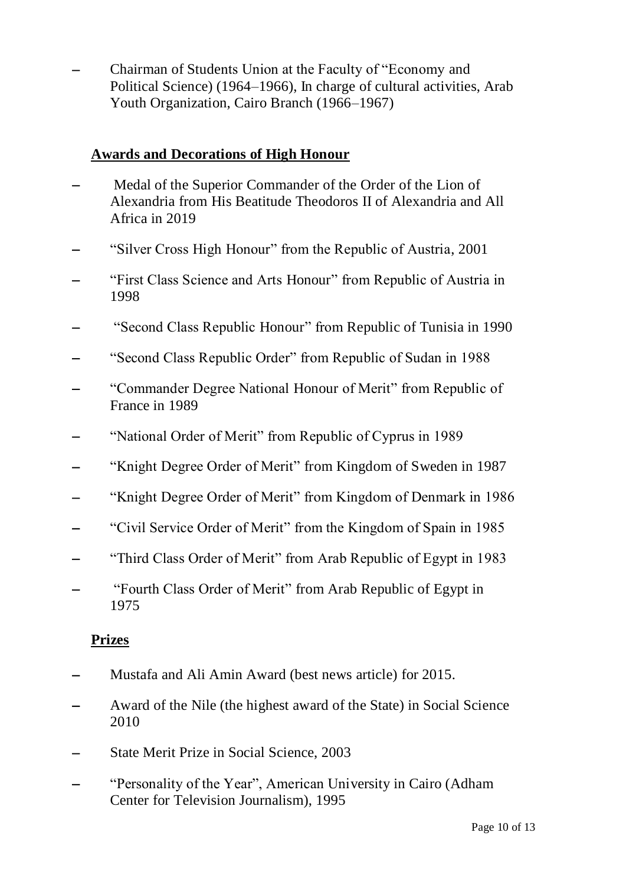- Chairman of Students Union at the Faculty of "Economy and Political Science) (1964–1966), In charge of cultural activities, Arab Youth Organization, Cairo Branch (1966–1967)

## **Awards and Decorations of High Honour**

- Medal of the Superior Commander of the Order of the Lion of Alexandria from His Beatitude Theodoros II of Alexandria and All Africa in 2019
- "Silver Cross High Honour" from the Republic of Austria, 2001
- "First Class Science and Arts Honour" from Republic of Austria in 1998
- "Second Class Republic Honour" from Republic of Tunisia in 1990
- "Second Class Republic Order" from Republic of Sudan in 1988
- "Commander Degree National Honour of Merit" from Republic of France in 1989
- "National Order of Merit" from Republic of Cyprus in 1989
- "Knight Degree Order of Merit" from Kingdom of Sweden in 1987
- "Knight Degree Order of Merit" from Kingdom of Denmark in 1986
- "Civil Service Order of Merit" from the Kingdom of Spain in 1985
- "Third Class Order of Merit" from Arab Republic of Egypt in 1983
- "Fourth Class Order of Merit" from Arab Republic of Egypt in 1975

## **Prizes**

- Mustafa and Ali Amin Award (best news article) for 2015.
- Award of the Nile (the highest award of the State) in Social Science 2010
- State Merit Prize in Social Science, 2003
- "Personality of the Year", American University in Cairo (Adham Center for Television Journalism), 1995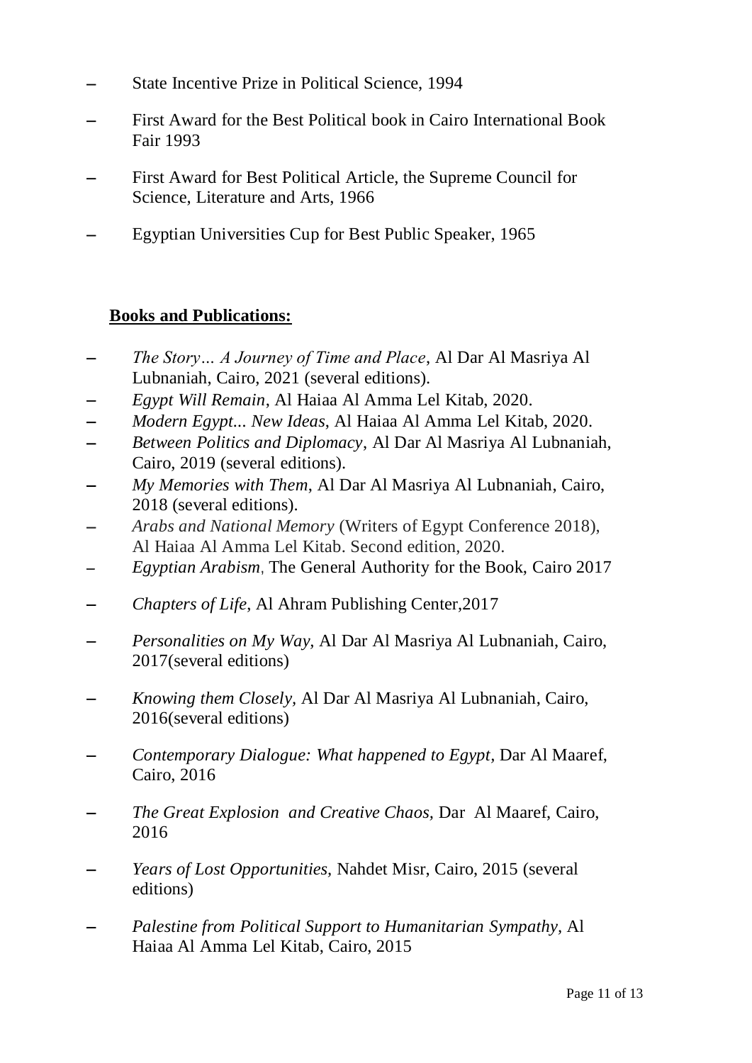- State Incentive Prize in Political Science, 1994
- First Award for the Best Political book in Cairo International Book Fair 1993
- First Award for Best Political Article, the Supreme Council for Science, Literature and Arts, 1966
- Egyptian Universities Cup for Best Public Speaker, 1965

**Books and Publications:**

- *The Story… A Journey of Time and Place*, Al Dar Al Masriya Al Lubnaniah, Cairo, 2021 (several editions).
- *Egypt Will Remain*, Al Haiaa Al Amma Lel Kitab, 2020.
- *Modern Egypt... New Ideas*, Al Haiaa Al Amma Lel Kitab, 2020.
- *Between Politics and Diplomacy*, Al Dar Al Masriya Al Lubnaniah, Cairo, 2019 (several editions).
- *My Memories with Them*, Al Dar Al Masriya Al Lubnaniah, Cairo, 2018 (several editions).
- *Arabs and National Memory* (Writers of Egypt Conference 2018), Al Haiaa Al Amma Lel Kitab. Second edition, 2020.
- *Egyptian Arabism*, The General Authority for the Book, Cairo 2017
- *Chapters of Life,* Al Ahram Publishing Center,2017
- *Personalities on My Way,* Al Dar Al Masriya Al Lubnaniah, Cairo, 2017(several editions)
- *Knowing them Closely,* Al Dar Al Masriya Al Lubnaniah, Cairo, 2016(several editions)
- *Contemporary Dialogue: What happened to Egypt,* Dar Al Maaref, Cairo, 2016
- *The Great Explosion and Creative Chaos,* Dar Al Maaref, Cairo, 2016
- *Years of Lost Opportunities,* Nahdet Misr, Cairo, 2015 (several editions)
- *Palestine from Political Support to Humanitarian Sympathy,* Al Haiaa Al Amma Lel Kitab, Cairo, 2015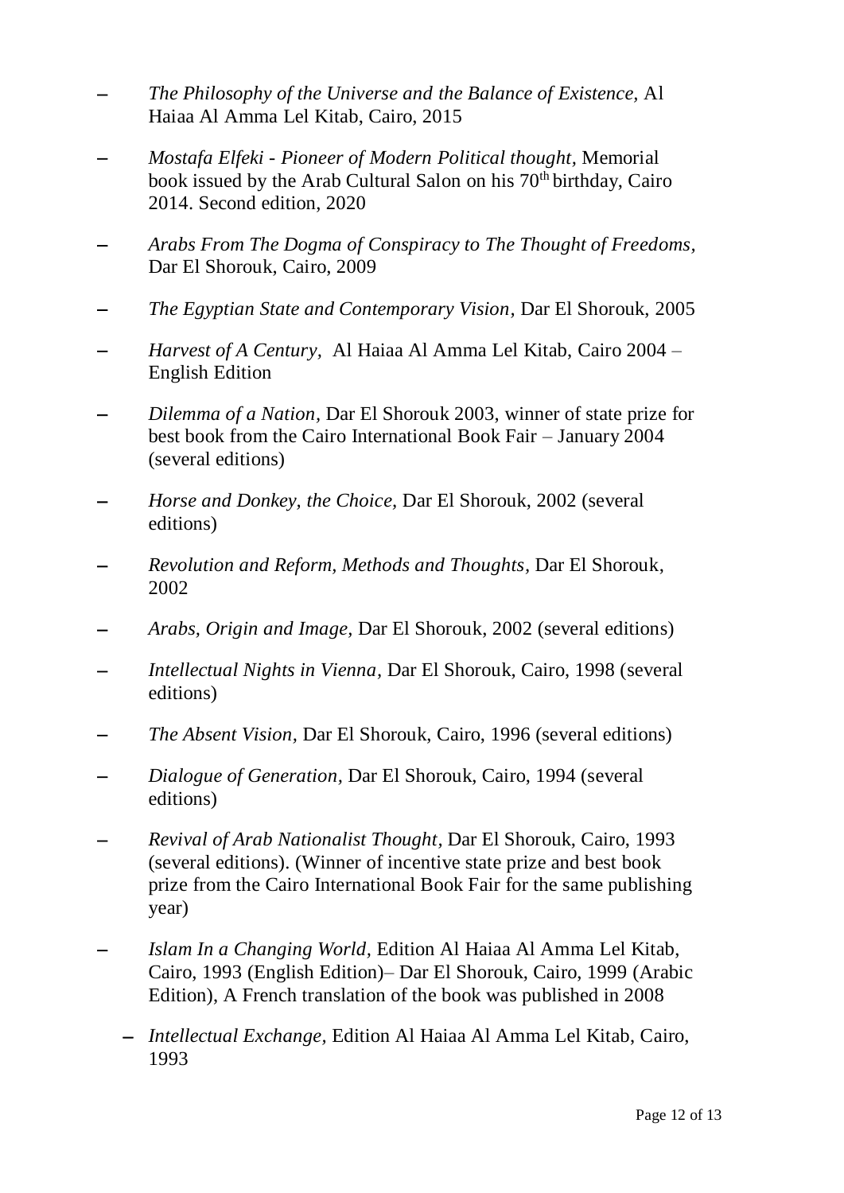- *The Philosophy of the Universe and the Balance of Existence*, Al Haiaa Al Amma Lel Kitab, Cairo, 2015
- *Mostafa Elfeki - Pioneer of Modern Political thought*, Memorial book issued by the Arab Cultural Salon on his 70th birthday, Cairo 2014. Second edition, 2020
- *Arabs From The Dogma of Conspiracy to The Thought of Freedoms,* Dar El Shorouk, Cairo, 2009
- *The Egyptian State and Contemporary Vision,* Dar El Shorouk, 2005
- *Harvest of A Century,* Al Haiaa Al Amma Lel Kitab, Cairo 2004 – English Edition
- *Dilemma of a Nation,* Dar El Shorouk 2003, winner of state prize for best book from the Cairo International Book Fair – January 2004 (several editions)
- *Horse and Donkey, the Choice,* Dar El Shorouk, 2002 (several editions)
- *Revolution and Reform, Methods and Thoughts,* Dar El Shorouk, 2002
- *Arabs, Origin and Image,* Dar El Shorouk, 2002 (several editions)
- *Intellectual Nights in Vienna,* Dar El Shorouk, Cairo, 1998 (several editions)
- *The Absent Vision,* Dar El Shorouk, Cairo, 1996 (several editions)
- *Dialogue of Generation,* Dar El Shorouk, Cairo, 1994 (several editions)
- *Revival of Arab Nationalist Thought,* Dar El Shorouk, Cairo, 1993 (several editions). (Winner of incentive state prize and best book prize from the Cairo International Book Fair for the same publishing year)
- *Islam In a Changing World,* Edition Al Haiaa Al Amma Lel Kitab, Cairo, 1993 (English Edition)– Dar El Shorouk, Cairo, 1999 (Arabic Edition), A French translation of the book was published in 2008
- *Intellectual Exchange,* Edition Al Haiaa Al Amma Lel Kitab, Cairo, 1993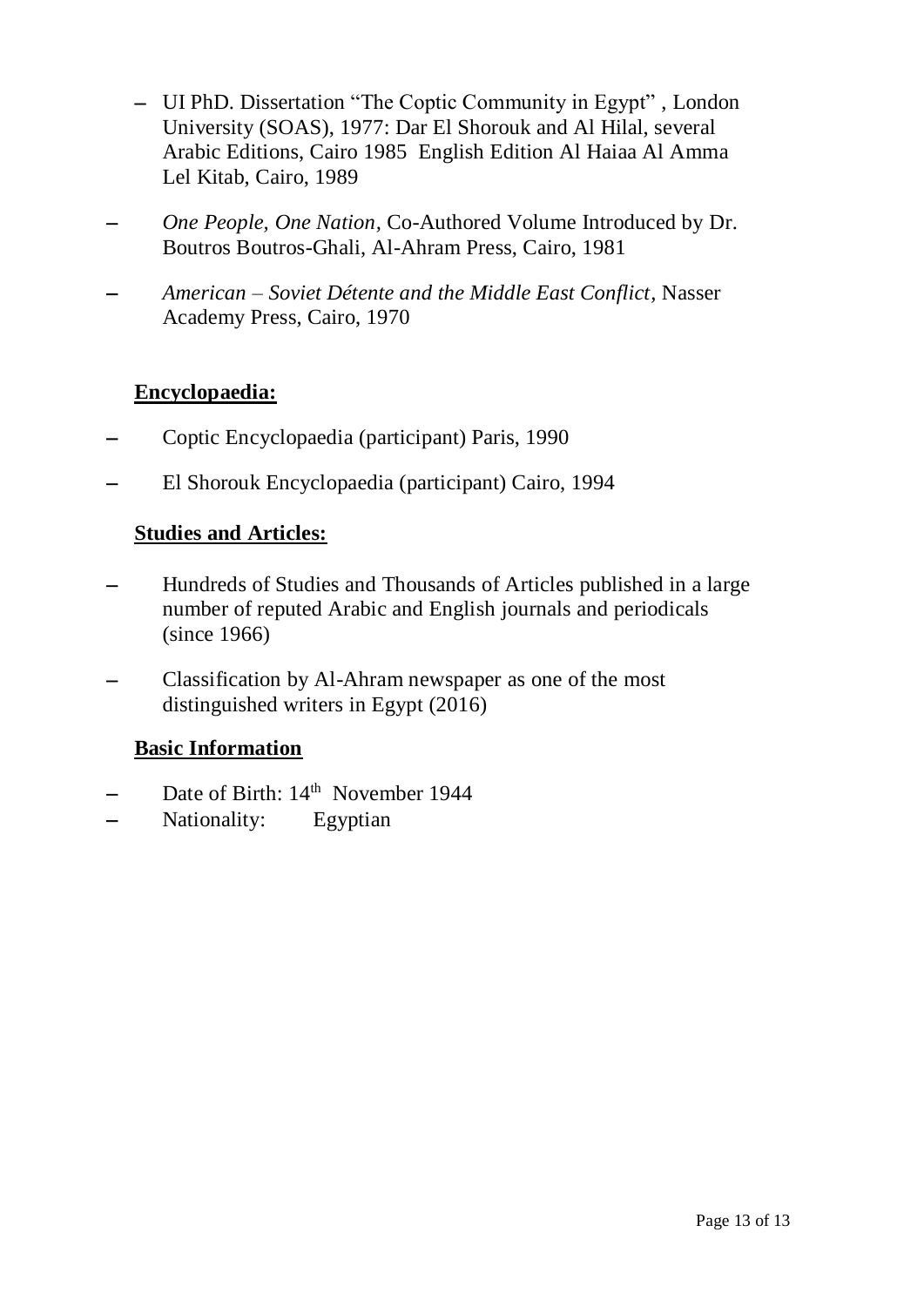- UI PhD. Dissertation "The Coptic Community in Egypt" , London University (SOAS), 1977: Dar El Shorouk and Al Hilal, several Arabic Editions, Cairo 1985 English Edition Al Haiaa Al Amma Lel Kitab, Cairo, 1989
- *One People, One Nation*, Co-Authored Volume Introduced by Dr. Boutros Boutros-Ghali, Al-Ahram Press, Cairo, 1981
- *American – Soviet Détente and the Middle East Conflict*, Nasser Academy Press, Cairo, 1970

**Encyclopaedia:**

- Coptic Encyclopaedia (participant) Paris, 1990
- El Shorouk Encyclopaedia (participant) Cairo, 1994

**Studies and Articles:**

- Hundreds of Studies and Thousands of Articles published in a large number of reputed Arabic and English journals and periodicals (since 1966)
- Classification by Al-Ahram newspaper as one of the most distinguished writers in Egypt (2016)

**Basic Information**

- Date of Birth: 14th November 1944
- Nationality: Egyptian